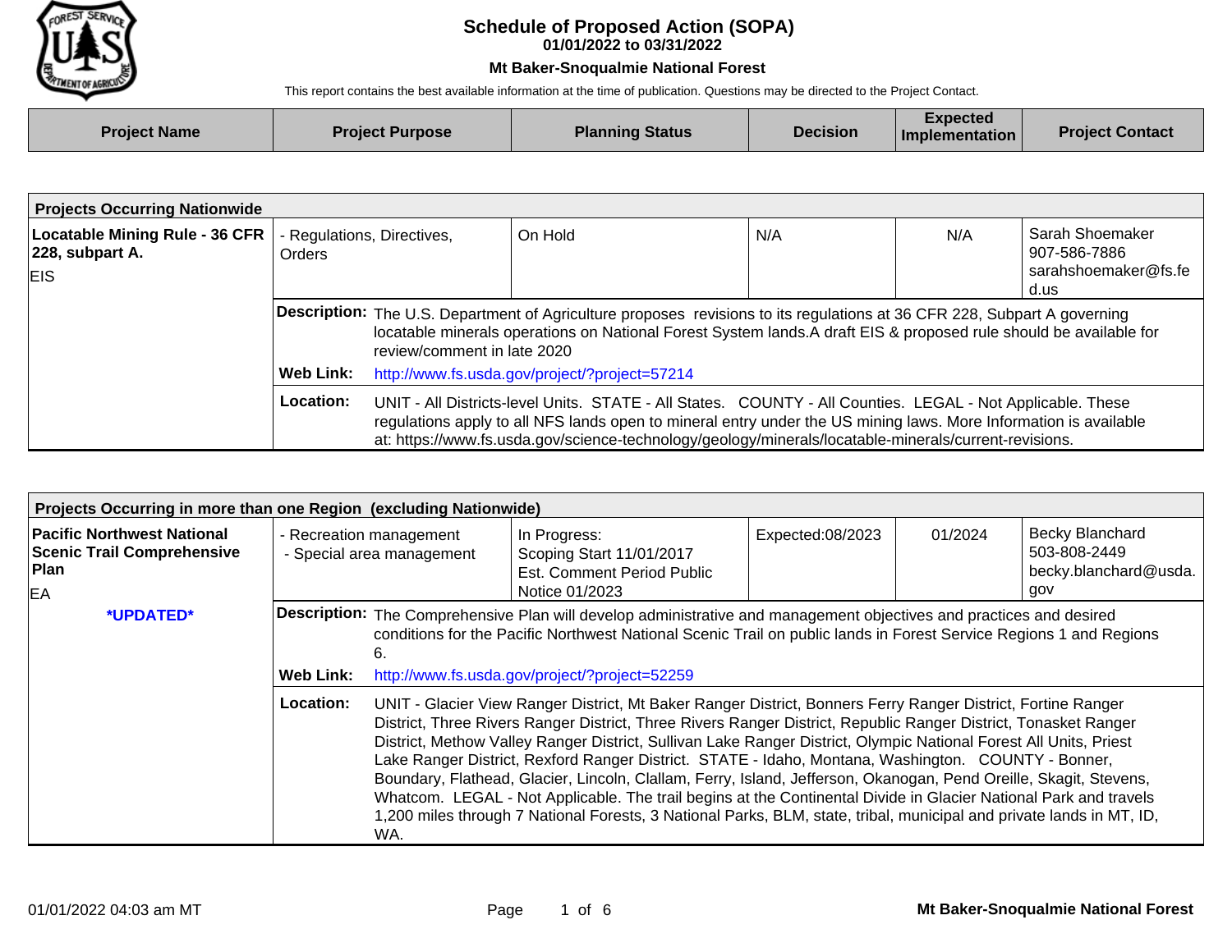# Schedule of Proposed Action (SOPA)

**01/01/2022 to 03/31/2022**

**Mt Baker-Snoqualmie National Forest**

This report contains the best available information at the time of publication. Questions may be directed to the Project Contact.

| Project Name | Project Purpose | Planning Status | Decision | Expected Implementation | Project Contact |
|---|---|---|---|---|---|

## Projects Occurring Nationwide

| Project Name | Project Purpose | Planning Status | Decision | Expected Implementation | Project Contact |
|---|---|---|---|---|---|
| **Locatable Mining Rule - 36 CFR 228, subpart A.** EIS | - Regulations, Directives, Orders | On Hold | N/A | N/A | Sarah Shoemaker 907-586-7886 sarahshoemaker@fs.fed.us |

**Description:** The U.S. Department of Agriculture proposes revisions to its regulations at 36 CFR 228, Subpart A governing locatable minerals operations on National Forest System lands.A draft EIS & proposed rule should be available for review/comment in late 2020

**Web Link:** http://www.fs.usda.gov/project/?project=57214

**Location:** UNIT - All Districts-level Units. STATE - All States. COUNTY - All Counties. LEGAL - Not Applicable. These regulations apply to all NFS lands open to mineral entry under the US mining laws. More Information is available at: https://www.fs.usda.gov/science-technology/geology/minerals/locatable-minerals/current-revisions.

## Projects Occurring in more than one Region (excluding Nationwide)

| Project Name | Project Purpose | Planning Status | Decision | Expected Implementation | Project Contact |
|---|---|---|---|---|---|
| **Pacific Northwest National Scenic Trail Comprehensive Plan** EA *UPDATED* | - Recreation management - Special area management | In Progress: Scoping Start 11/01/2017 Est. Comment Period Public Notice 01/2023 | Expected:08/2023 | 01/2024 | Becky Blanchard 503-808-2449 becky.blanchard@usda.gov |

**Description:** The Comprehensive Plan will develop administrative and management objectives and practices and desired conditions for the Pacific Northwest National Scenic Trail on public lands in Forest Service Regions 1 and Regions 6.

**Web Link:** http://www.fs.usda.gov/project/?project=52259

**Location:** UNIT - Glacier View Ranger District, Mt Baker Ranger District, Bonners Ferry Ranger District, Fortine Ranger District, Three Rivers Ranger District, Three Rivers Ranger District, Republic Ranger District, Tonasket Ranger District, Methow Valley Ranger District, Sullivan Lake Ranger District, Olympic National Forest All Units, Priest Lake Ranger District, Rexford Ranger District. STATE - Idaho, Montana, Washington. COUNTY - Bonner, Boundary, Flathead, Glacier, Lincoln, Clallam, Ferry, Island, Jefferson, Okanogan, Pend Oreille, Skagit, Stevens, Whatcom. LEGAL - Not Applicable. The trail begins at the Continental Divide in Glacier National Park and travels 1,200 miles through 7 National Forests, 3 National Parks, BLM, state, tribal, municipal and private lands in MT, ID, WA.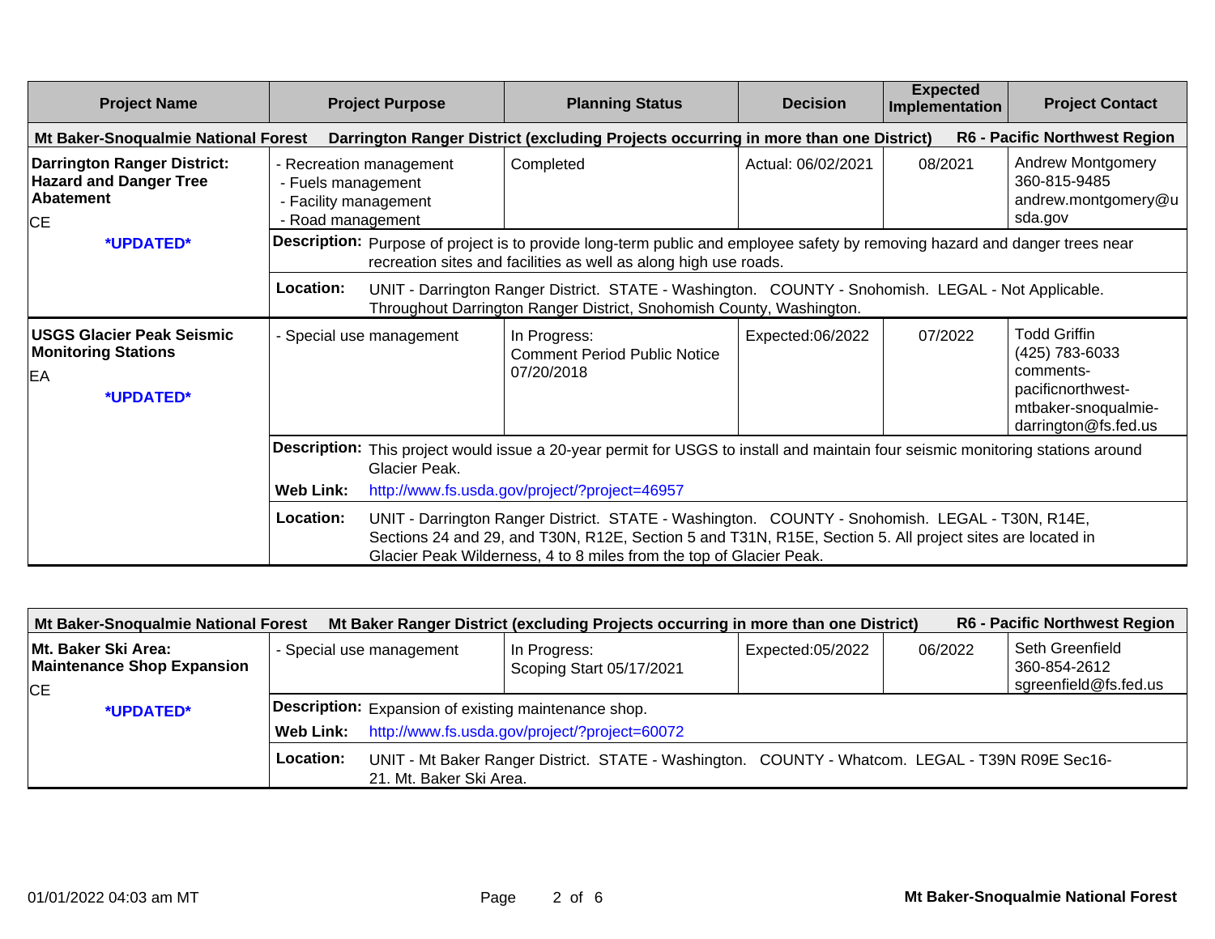| Project Name | Project Purpose | Planning Status | Decision | Expected Implementation | Project Contact |
|---|---|---|---|---|---|
| **Mt Baker-Snoqualmie National Forest** | **Darrington Ranger District (excluding Projects occurring in more than one District)** | | | | **R6 - Pacific Northwest Region** |
| **Darrington Ranger District: Hazard and Danger Tree Abatement**<br>CE<br>***UPDATED*** | - Recreation management<br>- Fuels management<br>- Facility management<br>- Road management | Completed | Actual: 06/02/2021 | 08/2021 | Andrew Montgomery<br>360-815-9485<br>andrew.montgomery@usda.gov |
| | **Description:** Purpose of project is to provide long-term public and employee safety by removing hazard and danger trees near recreation sites and facilities as well as along high use roads. | | | | |
| | **Location:** UNIT - Darrington Ranger District. STATE - Washington. COUNTY - Snohomish. LEGAL - Not Applicable. Throughout Darrington Ranger District, Snohomish County, Washington. | | | | |
| **USGS Glacier Peak Seismic Monitoring Stations**<br>EA<br>***UPDATED*** | - Special use management | In Progress:<br>Comment Period Public Notice 07/20/2018 | Expected:06/2022 | 07/2022 | Todd Griffin<br>(425) 783-6033<br>comments-pacificnorthwest-mtbaker-snoqualmie-darrington@fs.fed.us |
| | **Description:** This project would issue a 20-year permit for USGS to install and maintain four seismic monitoring stations around Glacier Peak.<br>**Web Link:** http://www.fs.usda.gov/project/?project=46957 | | | | |
| | **Location:** UNIT - Darrington Ranger District. STATE - Washington. COUNTY - Snohomish. LEGAL - T30N, R14E, Sections 24 and 29, and T30N, R12E, Section 5 and T31N, R15E, Section 5. All project sites are located in Glacier Peak Wilderness, 4 to 8 miles from the top of Glacier Peak. | | | | |

| Project Name | Project Purpose | Planning Status | Decision | Expected Implementation | Project Contact |
|---|---|---|---|---|---|
| **Mt Baker-Snoqualmie National Forest** | **Mt Baker Ranger District (excluding Projects occurring in more than one District)** | | | | **R6 - Pacific Northwest Region** |
| **Mt. Baker Ski Area: Maintenance Shop Expansion**<br>CE<br>***UPDATED*** | - Special use management | In Progress:<br>Scoping Start 05/17/2021 | Expected:05/2022 | 06/2022 | Seth Greenfield<br>360-854-2612<br>sgreenfield@fs.fed.us |
| | **Description:** Expansion of existing maintenance shop.<br>**Web Link:** http://www.fs.usda.gov/project/?project=60072 | | | | |
| | **Location:** UNIT - Mt Baker Ranger District. STATE - Washington. COUNTY - Whatcom. LEGAL - T39N R09E Sec16-21. Mt. Baker Ski Area. | | | | |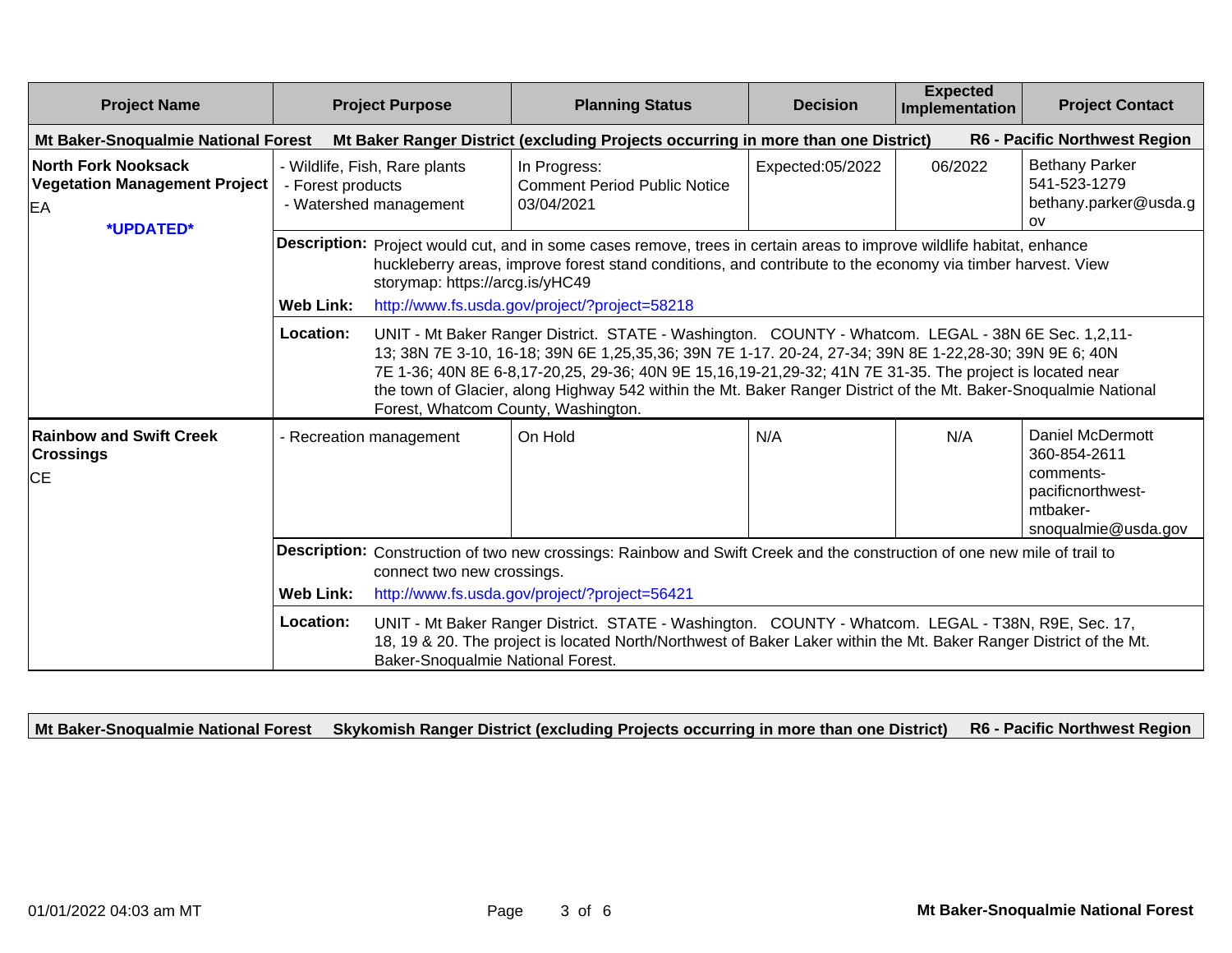| Project Name | Project Purpose | Planning Status | Decision | Expected Implementation | Project Contact |
|---|---|---|---|---|---|
| **Mt Baker-Snoqualmie National Forest** | **Mt Baker Ranger District (excluding Projects occurring in more than one District)** | | | | **R6 - Pacific Northwest Region** |
| **North Fork Nooksack Vegetation Management Project** EA **\*UPDATED\*** | - Wildlife, Fish, Rare plants<br>- Forest products<br>- Watershed management | In Progress:<br>Comment Period Public Notice 03/04/2021 | Expected:05/2022 | 06/2022 | Bethany Parker<br>541-523-1279<br>bethany.parker@usda.gov |
| | **Description:** Project would cut, and in some cases remove, trees in certain areas to improve wildlife habitat, enhance huckleberry areas, improve forest stand conditions, and contribute to the economy via timber harvest. View storymap: https://arcg.is/yHC49<br>**Web Link:** http://www.fs.usda.gov/project/?project=58218 | | | | |
| | **Location:** UNIT - Mt Baker Ranger District. STATE - Washington. COUNTY - Whatcom. LEGAL - 38N 6E Sec. 1,2,11-13; 38N 7E 3-10, 16-18; 39N 6E 1,25,35,36; 39N 7E 1-17. 20-24, 27-34; 39N 8E 1-22,28-30; 39N 9E 6; 40N 7E 1-36; 40N 8E 6-8,17-20,25, 29-36; 40N 9E 15,16,19-21,29-32; 41N 7E 31-35. The project is located near the town of Glacier, along Highway 542 within the Mt. Baker Ranger District of the Mt. Baker-Snoqualmie National Forest, Whatcom County, Washington. | | | | |
| **Rainbow and Swift Creek Crossings** CE | - Recreation management | On Hold | N/A | N/A | Daniel McDermott<br>360-854-2611<br>comments-pacificnorthwest-mtbaker-snoqualmie@usda.gov |
| | **Description:** Construction of two new crossings: Rainbow and Swift Creek and the construction of one new mile of trail to connect two new crossings.<br>**Web Link:** http://www.fs.usda.gov/project/?project=56421 | | | | |
| | **Location:** UNIT - Mt Baker Ranger District. STATE - Washington. COUNTY - Whatcom. LEGAL - T38N, R9E, Sec. 17, 18, 19 & 20. The project is located North/Northwest of Baker Laker within the Mt. Baker Ranger District of the Mt. Baker-Snoqualmie National Forest. | | | | |

| Mt Baker-Snoqualmie National Forest | Skykomish Ranger District (excluding Projects occurring in more than one District) | R6 - Pacific Northwest Region |
|---|---|---|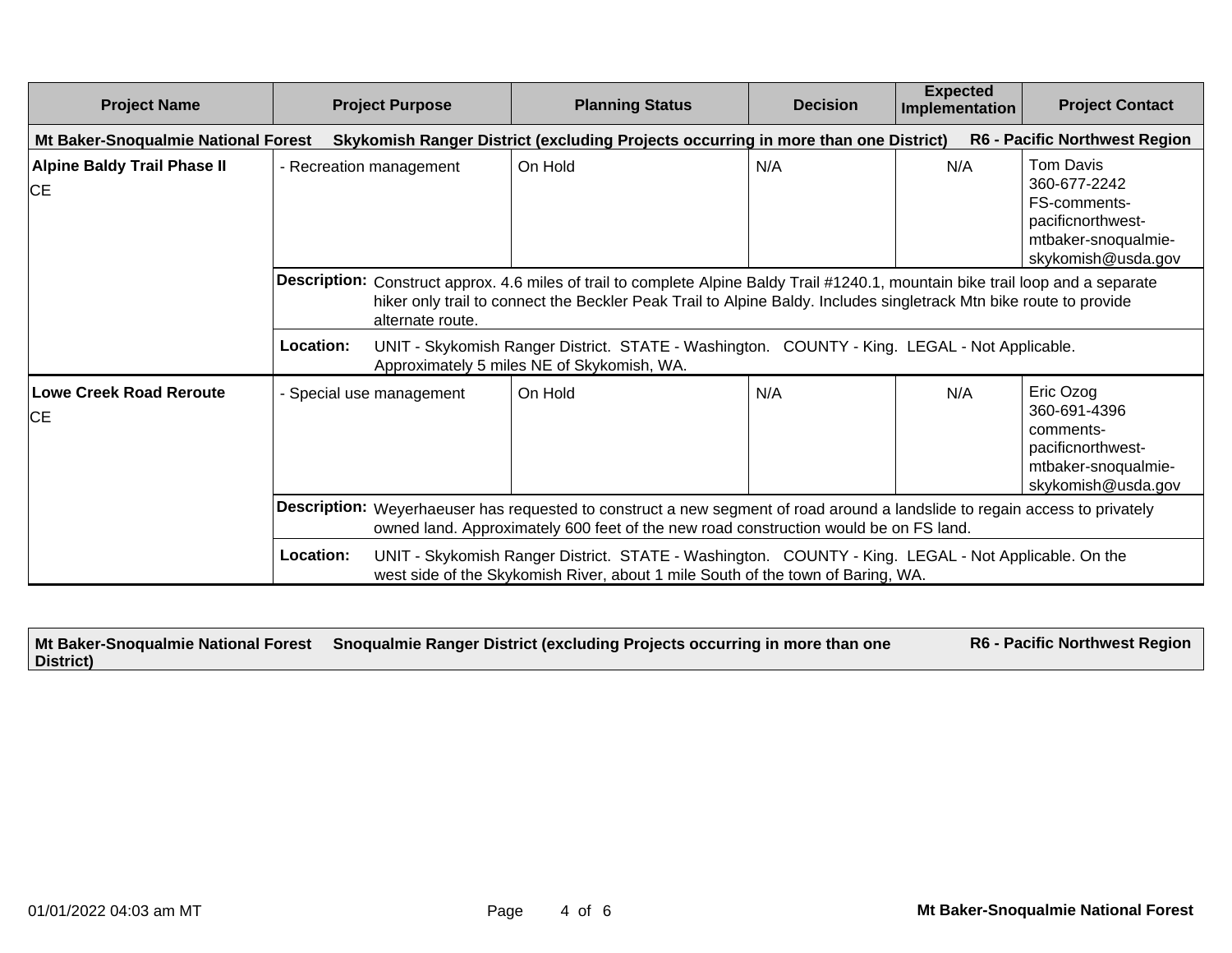| Project Name | Project Purpose | Planning Status | Decision | Expected Implementation | Project Contact |
|---|---|---|---|---|---|
| **Mt Baker-Snoqualmie National Forest** | **Skykomish Ranger District (excluding Projects occurring in more than one District)** | | | | **R6 - Pacific Northwest Region** |
| **Alpine Baldy Trail Phase II** CE | - Recreation management | On Hold | N/A | N/A | Tom Davis 360-677-2242 FS-comments-pacificnorthwest-mtbaker-snoqualmie-skykomish@usda.gov |
| | **Description:** Construct approx. 4.6 miles of trail to complete Alpine Baldy Trail #1240.1, mountain bike trail loop and a separate hiker only trail to connect the Beckler Peak Trail to Alpine Baldy. Includes singletrack Mtn bike route to provide alternate route. | | | | |
| | **Location:** UNIT - Skykomish Ranger District. STATE - Washington. COUNTY - King. LEGAL - Not Applicable. Approximately 5 miles NE of Skykomish, WA. | | | | |
| **Lowe Creek Road Reroute** CE | - Special use management | On Hold | N/A | N/A | Eric Ozog 360-691-4396 comments-pacificnorthwest-mtbaker-snoqualmie-skykomish@usda.gov |
| | **Description:** Weyerhaeuser has requested to construct a new segment of road around a landslide to regain access to privately owned land. Approximately 600 feet of the new road construction would be on FS land. | | | | |
| | **Location:** UNIT - Skykomish Ranger District. STATE - Washington. COUNTY - King. LEGAL - Not Applicable. On the west side of the Skykomish River, about 1 mile South of the town of Baring, WA. | | | | |

**Mt Baker-Snoqualmie National Forest** **Snoqualmie Ranger District (excluding Projects occurring in more than one District)** **R6 - Pacific Northwest Region**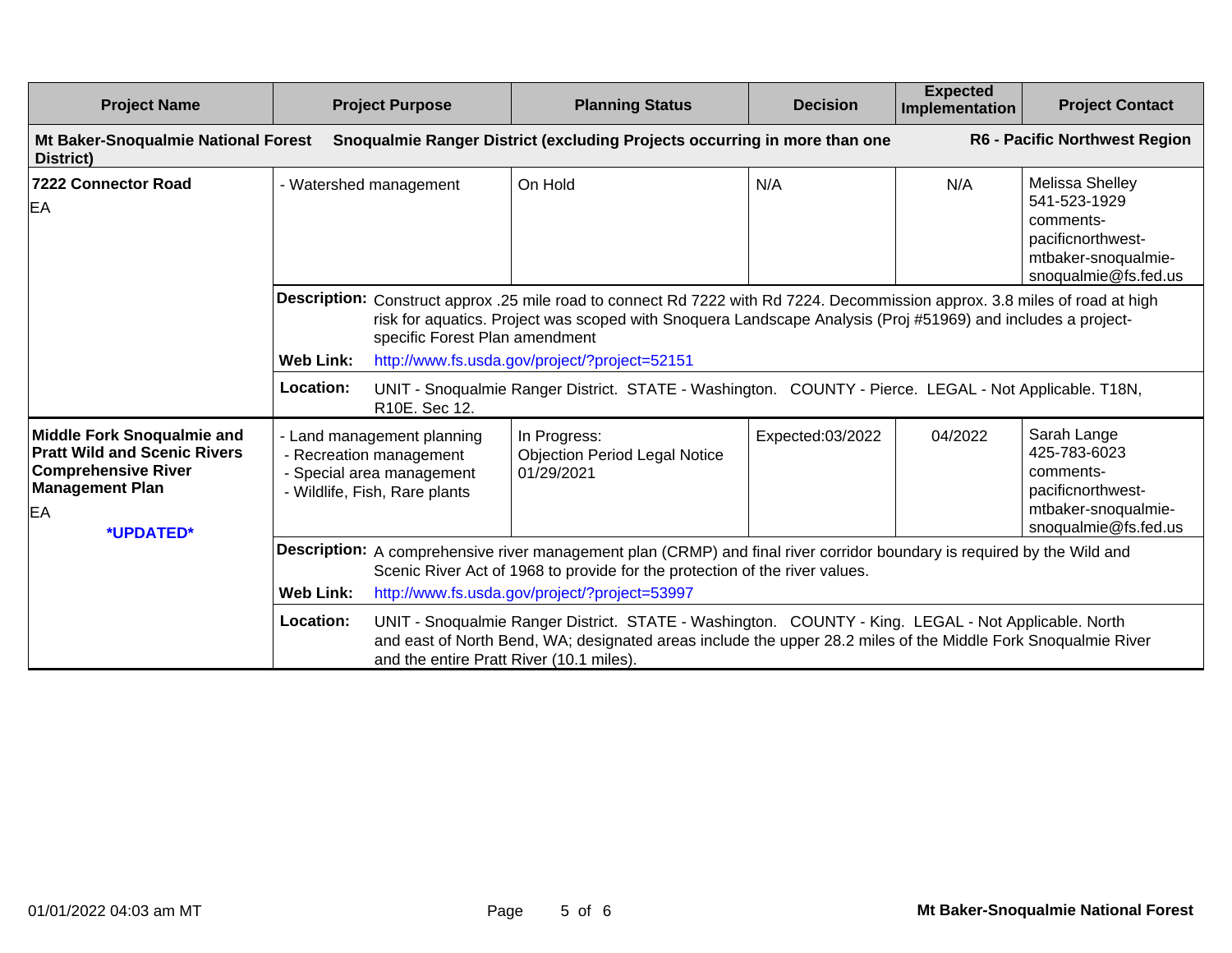| Project Name | Project Purpose | Planning Status | Decision | Expected Implementation | Project Contact |
|---|---|---|---|---|---|
| **Mt Baker-Snoqualmie National Forest** | **Snoqualmie Ranger District (excluding Projects occurring in more than one District)** | | | | **R6 - Pacific Northwest Region** |
| **7222 Connector Road**<br>EA | - Watershed management | On Hold | N/A | N/A | Melissa Shelley<br>541-523-1929<br>comments-pacificnorthwest-mtbaker-snoqualmie-snoqualmie@fs.fed.us |
| | **Description:** Construct approx .25 mile road to connect Rd 7222 with Rd 7224. Decommission approx. 3.8 miles of road at high risk for aquatics. Project was scoped with Snoquera Landscape Analysis (Proj #51969) and includes a project-specific Forest Plan amendment | | | | |
| | **Web Link:** http://www.fs.usda.gov/project/?project=52151 | | | | |
| | **Location:** UNIT - Snoqualmie Ranger District. STATE - Washington. COUNTY - Pierce. LEGAL - Not Applicable. T18N, R10E. Sec 12. | | | | |
| **Middle Fork Snoqualmie and Pratt Wild and Scenic Rivers Comprehensive River Management Plan**<br>EA<br>***UPDATED*** | - Land management planning<br>- Recreation management<br>- Special area management<br>- Wildlife, Fish, Rare plants | In Progress:<br>Objection Period Legal Notice 01/29/2021 | Expected:03/2022 | 04/2022 | Sarah Lange<br>425-783-6023<br>comments-pacificnorthwest-mtbaker-snoqualmie-snoqualmie@fs.fed.us |
| | **Description:** A comprehensive river management plan (CRMP) and final river corridor boundary is required by the Wild and Scenic River Act of 1968 to provide for the protection of the river values. | | | | |
| | **Web Link:** http://www.fs.usda.gov/project/?project=53997 | | | | |
| | **Location:** UNIT - Snoqualmie Ranger District. STATE - Washington. COUNTY - King. LEGAL - Not Applicable. North and east of North Bend, WA; designated areas include the upper 28.2 miles of the Middle Fork Snoqualmie River and the entire Pratt River (10.1 miles). | | | | |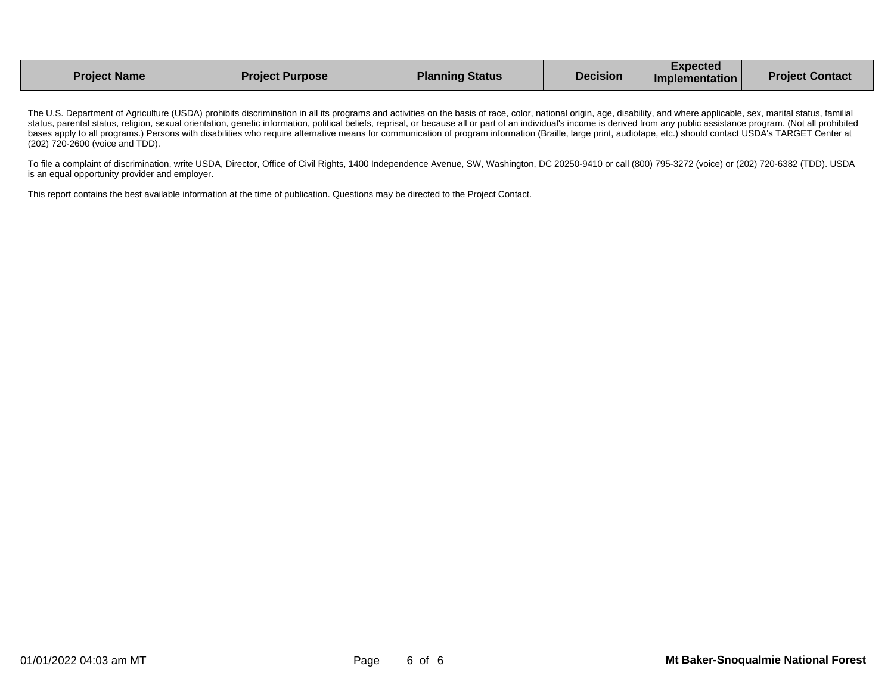| Project Name | Project Purpose | Planning Status | Decision | Expected Implementation | Project Contact |
|---|---|---|---|---|---|

The U.S. Department of Agriculture (USDA) prohibits discrimination in all its programs and activities on the basis of race, color, national origin, age, disability, and where applicable, sex, marital status, familial status, parental status, religion, sexual orientation, genetic information, political beliefs, reprisal, or because all or part of an individual's income is derived from any public assistance program. (Not all prohibited bases apply to all programs.) Persons with disabilities who require alternative means for communication of program information (Braille, large print, audiotape, etc.) should contact USDA's TARGET Center at (202) 720-2600 (voice and TDD).

To file a complaint of discrimination, write USDA, Director, Office of Civil Rights, 1400 Independence Avenue, SW, Washington, DC 20250-9410 or call (800) 795-3272 (voice) or (202) 720-6382 (TDD). USDA is an equal opportunity provider and employer.

This report contains the best available information at the time of publication. Questions may be directed to the Project Contact.